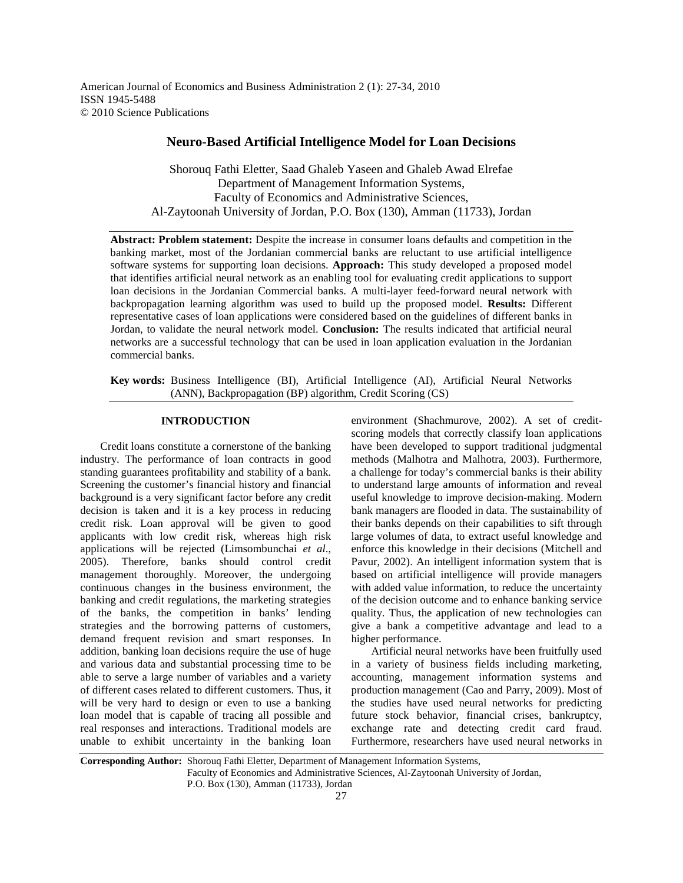# Neuro-Based Artificial Intelligence Model for Loan Decisions

Shorouq Fathi Eletter, Saad Ghaleb Yaseen and Ghaleb Awad Elrefae
Department of Management Information Systems,
Faculty of Economics and Administrative Sciences,
Al-Zaytoonah University of Jordan, P.O. Box (130), Amman (11733), Jordan

**Abstract: Problem statement:** Despite the increase in consumer loans defaults and competition in the banking market, most of the Jordanian commercial banks are reluctant to use artificial intelligence software systems for supporting loan decisions. **Approach:** This study developed a proposed model that identifies artificial neural network as an enabling tool for evaluating credit applications to support loan decisions in the Jordanian Commercial banks. A multi-layer feed-forward neural network with backpropagation learning algorithm was used to build up the proposed model. **Results:** Different representative cases of loan applications were considered based on the guidelines of different banks in Jordan, to validate the neural network model. **Conclusion:** The results indicated that artificial neural networks are a successful technology that can be used in loan application evaluation in the Jordanian commercial banks.

**Key words:** Business Intelligence (BI), Artificial Intelligence (AI), Artificial Neural Networks (ANN), Backpropagation (BP) algorithm, Credit Scoring (CS)

## INTRODUCTION

Credit loans constitute a cornerstone of the banking industry. The performance of loan contracts in good standing guarantees profitability and stability of a bank. Screening the customer's financial history and financial background is a very significant factor before any credit decision is taken and it is a key process in reducing credit risk. Loan approval will be given to good applicants with low credit risk, whereas high risk applications will be rejected (Limsombunchai *et al*., 2005). Therefore, banks should control credit management thoroughly. Moreover, the undergoing continuous changes in the business environment, the banking and credit regulations, the marketing strategies of the banks, the competition in banks' lending strategies and the borrowing patterns of customers, demand frequent revision and smart responses. In addition, banking loan decisions require the use of huge and various data and substantial processing time to be able to serve a large number of variables and a variety of different cases related to different customers. Thus, it will be very hard to design or even to use a banking loan model that is capable of tracing all possible and real responses and interactions. Traditional models are unable to exhibit uncertainty in the banking loan environment (Shachmurove, 2002). A set of credit-scoring models that correctly classify loan applications have been developed to support traditional judgmental methods (Malhotra and Malhotra, 2003). Furthermore, a challenge for today's commercial banks is their ability to understand large amounts of information and reveal useful knowledge to improve decision-making. Modern bank managers are flooded in data. The sustainability of their banks depends on their capabilities to sift through large volumes of data, to extract useful knowledge and enforce this knowledge in their decisions (Mitchell and Pavur, 2002). An intelligent information system that is based on artificial intelligence will provide managers with added value information, to reduce the uncertainty of the decision outcome and to enhance banking service quality. Thus, the application of new technologies can give a bank a competitive advantage and lead to a higher performance.

Artificial neural networks have been fruitfully used in a variety of business fields including marketing, accounting, management information systems and production management (Cao and Parry, 2009). Most of the studies have used neural networks for predicting future stock behavior, financial crises, bankruptcy, exchange rate and detecting credit card fraud. Furthermore, researchers have used neural networks in

**Corresponding Author:** Shorouq Fathi Eletter, Department of Management Information Systems, Faculty of Economics and Administrative Sciences, Al-Zaytoonah University of Jordan, P.O. Box (130), Amman (11733), Jordan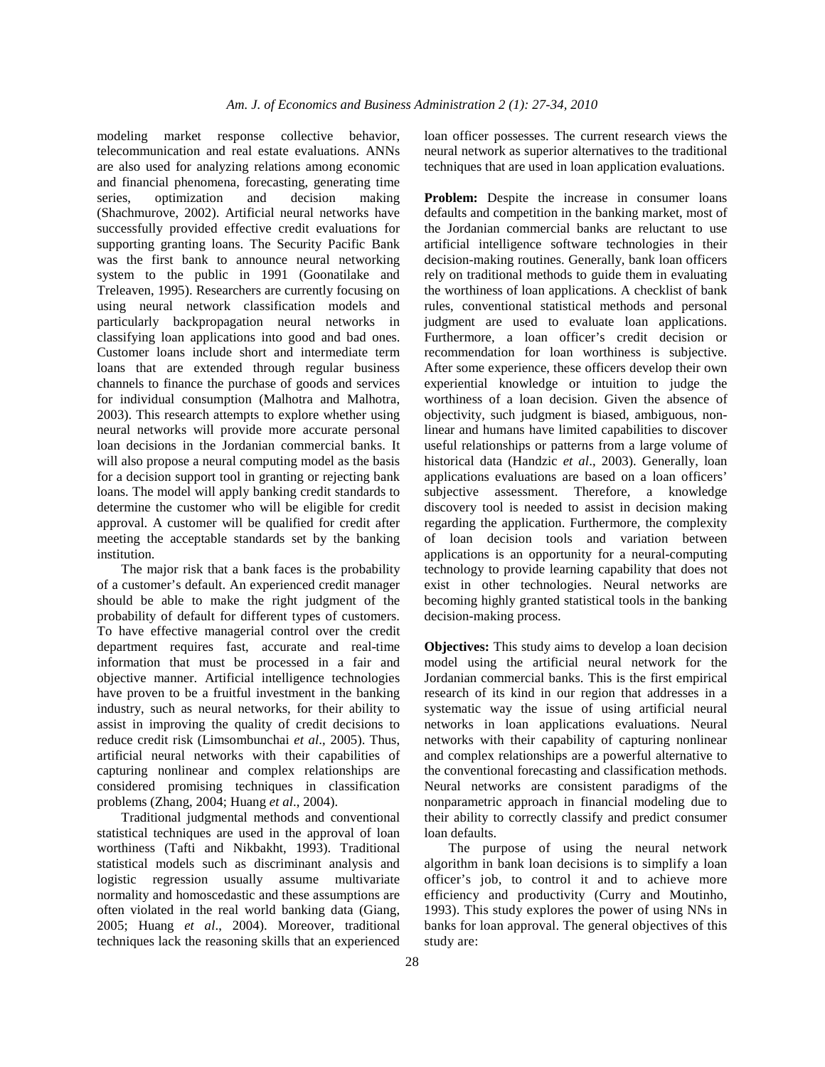modeling market response collective behavior, telecommunication and real estate evaluations. ANNs are also used for analyzing relations among economic and financial phenomena, forecasting, generating time series, optimization and decision making (Shachmurove, 2002). Artificial neural networks have successfully provided effective credit evaluations for supporting granting loans. The Security Pacific Bank was the first bank to announce neural networking system to the public in 1991 (Goonatilake and Treleaven, 1995). Researchers are currently focusing on using neural network classification models and particularly backpropagation neural networks in classifying loan applications into good and bad ones. Customer loans include short and intermediate term loans that are extended through regular business channels to finance the purchase of goods and services for individual consumption (Malhotra and Malhotra, 2003). This research attempts to explore whether using neural networks will provide more accurate personal loan decisions in the Jordanian commercial banks. It will also propose a neural computing model as the basis for a decision support tool in granting or rejecting bank loans. The model will apply banking credit standards to determine the customer who will be eligible for credit approval. A customer will be qualified for credit after meeting the acceptable standards set by the banking institution.

The major risk that a bank faces is the probability of a customer's default. An experienced credit manager should be able to make the right judgment of the probability of default for different types of customers. To have effective managerial control over the credit department requires fast, accurate and real-time information that must be processed in a fair and objective manner. Artificial intelligence technologies have proven to be a fruitful investment in the banking industry, such as neural networks, for their ability to assist in improving the quality of credit decisions to reduce credit risk (Limsombunchai *et al*., 2005). Thus, artificial neural networks with their capabilities of capturing nonlinear and complex relationships are considered promising techniques in classification problems (Zhang, 2004; Huang *et al*., 2004).

Traditional judgmental methods and conventional statistical techniques are used in the approval of loan worthiness (Tafti and Nikbakht, 1993). Traditional statistical models such as discriminant analysis and logistic regression usually assume multivariate normality and homoscedastic and these assumptions are often violated in the real world banking data (Giang, 2005; Huang *et al*., 2004). Moreover, traditional techniques lack the reasoning skills that an experienced loan officer possesses. The current research views the neural network as superior alternatives to the traditional techniques that are used in loan application evaluations.

**Problem:** Despite the increase in consumer loans defaults and competition in the banking market, most of the Jordanian commercial banks are reluctant to use artificial intelligence software technologies in their decision-making routines. Generally, bank loan officers rely on traditional methods to guide them in evaluating the worthiness of loan applications. A checklist of bank rules, conventional statistical methods and personal judgment are used to evaluate loan applications. Furthermore, a loan officer's credit decision or recommendation for loan worthiness is subjective. After some experience, these officers develop their own experiential knowledge or intuition to judge the worthiness of a loan decision. Given the absence of objectivity, such judgment is biased, ambiguous, non-linear and humans have limited capabilities to discover useful relationships or patterns from a large volume of historical data (Handzic *et al*., 2003). Generally, loan applications evaluations are based on a loan officers' subjective assessment. Therefore, a knowledge discovery tool is needed to assist in decision making regarding the application. Furthermore, the complexity of loan decision tools and variation between applications is an opportunity for a neural-computing technology to provide learning capability that does not exist in other technologies. Neural networks are becoming highly granted statistical tools in the banking decision-making process.

**Objectives:** This study aims to develop a loan decision model using the artificial neural network for the Jordanian commercial banks. This is the first empirical research of its kind in our region that addresses in a systematic way the issue of using artificial neural networks in loan applications evaluations. Neural networks with their capability of capturing nonlinear and complex relationships are a powerful alternative to the conventional forecasting and classification methods. Neural networks are consistent paradigms of the nonparametric approach in financial modeling due to their ability to correctly classify and predict consumer loan defaults.

The purpose of using the neural network algorithm in bank loan decisions is to simplify a loan officer's job, to control it and to achieve more efficiency and productivity (Curry and Moutinho, 1993). This study explores the power of using NNs in banks for loan approval. The general objectives of this study are: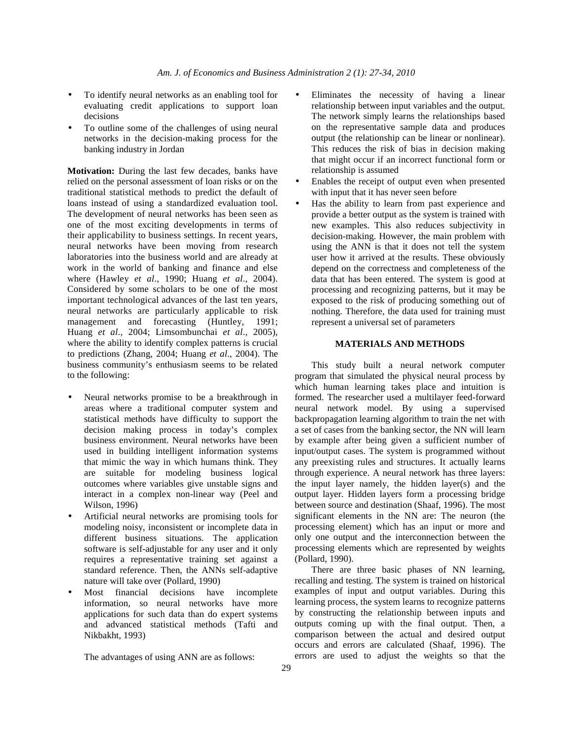- To identify neural networks as an enabling tool for evaluating credit applications to support loan decisions
- To outline some of the challenges of using neural networks in the decision-making process for the banking industry in Jordan

**Motivation:** During the last few decades, banks have relied on the personal assessment of loan risks or on the traditional statistical methods to predict the default of loans instead of using a standardized evaluation tool. The development of neural networks has been seen as one of the most exciting developments in terms of their applicability to business settings. In recent years, neural networks have been moving from research laboratories into the business world and are already at work in the world of banking and finance and else where (Hawley *et al*., 1990; Huang *et al*., 2004). Considered by some scholars to be one of the most important technological advances of the last ten years, neural networks are particularly applicable to risk management and forecasting (Huntley, 1991; Huang *et al*., 2004; Limsombunchai *et al*., 2005), where the ability to identify complex patterns is crucial to predictions (Zhang, 2004; Huang *et al*., 2004). The business community's enthusiasm seems to be related to the following:

- Neural networks promise to be a breakthrough in areas where a traditional computer system and statistical methods have difficulty to support the decision making process in today's complex business environment. Neural networks have been used in building intelligent information systems that mimic the way in which humans think. They are suitable for modeling business logical outcomes where variables give unstable signs and interact in a complex non-linear way (Peel and Wilson, 1996)
- Artificial neural networks are promising tools for modeling noisy, inconsistent or incomplete data in different business situations. The application software is self-adjustable for any user and it only requires a representative training set against a standard reference. Then, the ANNs self-adaptive nature will take over (Pollard, 1990)
- Most financial decisions have incomplete information, so neural networks have more applications for such data than do expert systems and advanced statistical methods (Tafti and Nikbakht, 1993)

The advantages of using ANN are as follows:

- Eliminates the necessity of having a linear relationship between input variables and the output. The network simply learns the relationships based on the representative sample data and produces output (the relationship can be linear or nonlinear). This reduces the risk of bias in decision making that might occur if an incorrect functional form or relationship is assumed
- Enables the receipt of output even when presented with input that it has never seen before
- Has the ability to learn from past experience and provide a better output as the system is trained with new examples. This also reduces subjectivity in decision-making. However, the main problem with using the ANN is that it does not tell the system user how it arrived at the results. These obviously depend on the correctness and completeness of the data that has been entered. The system is good at processing and recognizing patterns, but it may be exposed to the risk of producing something out of nothing. Therefore, the data used for training must represent a universal set of parameters

## MATERIALS AND METHODS

This study built a neural network computer program that simulated the physical neural process by which human learning takes place and intuition is formed. The researcher used a multilayer feed-forward neural network model. By using a supervised backpropagation learning algorithm to train the net with a set of cases from the banking sector, the NN will learn by example after being given a sufficient number of input/output cases. The system is programmed without any preexisting rules and structures. It actually learns through experience. A neural network has three layers: the input layer namely, the hidden layer(s) and the output layer. Hidden layers form a processing bridge between source and destination (Shaaf, 1996). The most significant elements in the NN are: The neuron (the processing element) which has an input or more and only one output and the interconnection between the processing elements which are represented by weights (Pollard, 1990).

There are three basic phases of NN learning, recalling and testing. The system is trained on historical examples of input and output variables. During this learning process, the system learns to recognize patterns by constructing the relationship between inputs and outputs coming up with the final output. Then, a comparison between the actual and desired output occurs and errors are calculated (Shaaf, 1996). The errors are used to adjust the weights so that the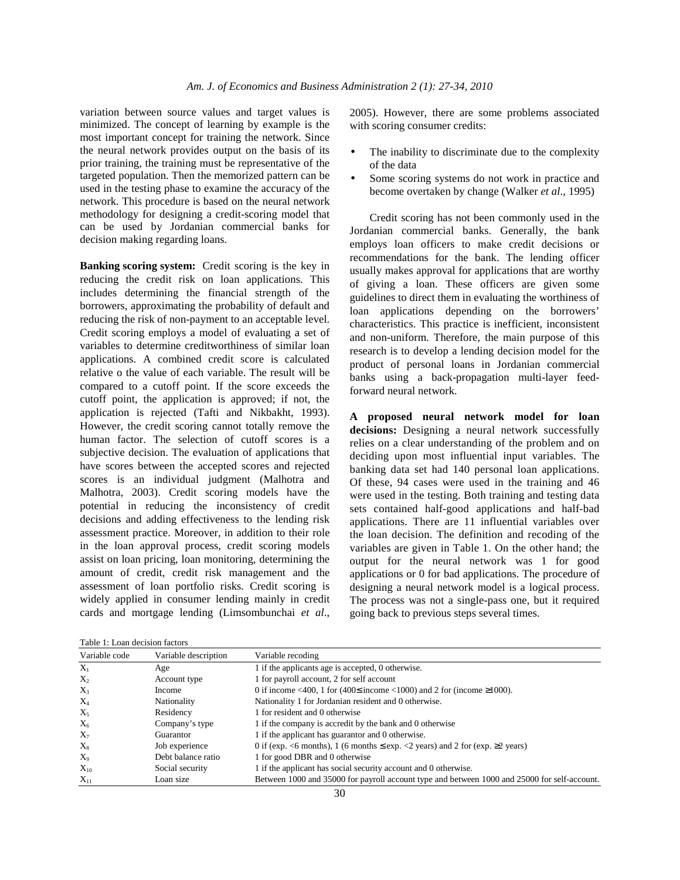variation between source values and target values is minimized. The concept of learning by example is the most important concept for training the network. Since the neural network provides output on the basis of its prior training, the training must be representative of the targeted population. Then the memorized pattern can be used in the testing phase to examine the accuracy of the network. This procedure is based on the neural network methodology for designing a credit-scoring model that can be used by Jordanian commercial banks for decision making regarding loans.

**Banking scoring system:** Credit scoring is the key in reducing the credit risk on loan applications. This includes determining the financial strength of the borrowers, approximating the probability of default and reducing the risk of non-payment to an acceptable level. Credit scoring employs a model of evaluating a set of variables to determine creditworthiness of similar loan applications. A combined credit score is calculated relative o the value of each variable. The result will be compared to a cutoff point. If the score exceeds the cutoff point, the application is approved; if not, the application is rejected (Tafti and Nikbakht, 1993). However, the credit scoring cannot totally remove the human factor. The selection of cutoff scores is a subjective decision. The evaluation of applications that have scores between the accepted scores and rejected scores is an individual judgment (Malhotra and Malhotra, 2003). Credit scoring models have the potential in reducing the inconsistency of credit decisions and adding effectiveness to the lending risk assessment practice. Moreover, in addition to their role in the loan approval process, credit scoring models assist on loan pricing, loan monitoring, determining the amount of credit, credit risk management and the assessment of loan portfolio risks. Credit scoring is widely applied in consumer lending mainly in credit cards and mortgage lending (Limsombunchai *et al*., 2005). However, there are some problems associated with scoring consumer credits:

- The inability to discriminate due to the complexity of the data
- Some scoring systems do not work in practice and become overtaken by change (Walker *et al*., 1995)

Credit scoring has not been commonly used in the Jordanian commercial banks. Generally, the bank employs loan officers to make credit decisions or recommendations for the bank. The lending officer usually makes approval for applications that are worthy of giving a loan. These officers are given some guidelines to direct them in evaluating the worthiness of loan applications depending on the borrowers' characteristics. This practice is inefficient, inconsistent and non-uniform. Therefore, the main purpose of this research is to develop a lending decision model for the product of personal loans in Jordanian commercial banks using a back-propagation multi-layer feed-forward neural network.

**A proposed neural network model for loan decisions:** Designing a neural network successfully relies on a clear understanding of the problem and on deciding upon most influential input variables. The banking data set had 140 personal loan applications. Of these, 94 cases were used in the training and 46 were used in the testing. Both training and testing data sets contained half-good applications and half-bad applications. There are 11 influential variables over the loan decision. The definition and recoding of the variables are given in Table 1. On the other hand; the output for the neural network was 1 for good applications or 0 for bad applications. The procedure of designing a neural network model is a logical process. The process was not a single-pass one, but it required going back to previous steps several times.

Table 1: Loan decision factors

| Variable code | Variable description | Variable recoding |
|---|---|---|
| $X_1$ | Age | 1 if the applicants age is accepted, 0 otherwise. |
| $X_2$ | Account type | 1 for payroll account, 2 for self account |
| $X_3$ | Income | 0 if income <400, 1 for (400≤ income <1000) and 2 for (income ≥1000). |
| $X_4$ | Nationality | Nationality 1 for Jordanian resident and 0 otherwise. |
| $X_5$ | Residency | 1 for resident and 0 otherwise |
| $X_6$ | Company's type | 1 if the company is accredit by the bank and 0 otherwise |
| $X_7$ | Guarantor | 1 if the applicant has guarantor and 0 otherwise. |
| $X_8$ | Job experience | 0 if (exp. <6 months), 1 (6 months ≤ exp. <2 years) and 2 for (exp. ≥2 years) |
| $X_9$ | Debt balance ratio | 1 for good DBR and 0 otherwise |
| $X_{10}$ | Social security | 1 if the applicant has social security account and 0 otherwise. |
| $X_{11}$ | Loan size | Between 1000 and 35000 for payroll account type and between 1000 and 25000 for self-account. |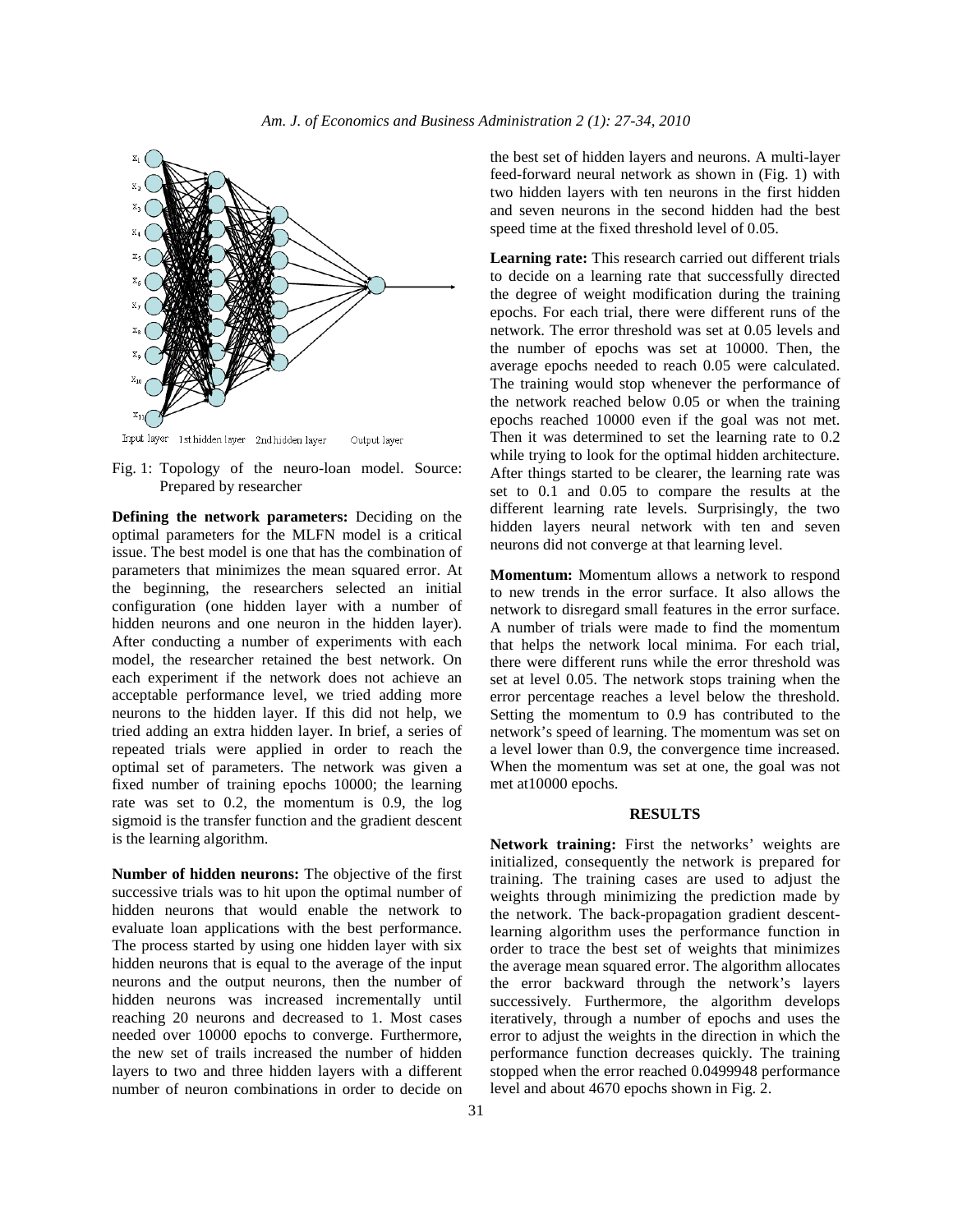Fig. 1: Topology of the neuro-loan model. Source: Prepared by researcher

**Defining the network parameters:** Deciding on the optimal parameters for the MLFN model is a critical issue. The best model is one that has the combination of parameters that minimizes the mean squared error. At the beginning, the researchers selected an initial configuration (one hidden layer with a number of hidden neurons and one neuron in the hidden layer). After conducting a number of experiments with each model, the researcher retained the best network. On each experiment if the network does not achieve an acceptable performance level, we tried adding more neurons to the hidden layer. If this did not help, we tried adding an extra hidden layer. In brief, a series of repeated trials were applied in order to reach the optimal set of parameters. The network was given a fixed number of training epochs 10000; the learning rate was set to 0.2, the momentum is 0.9, the log sigmoid is the transfer function and the gradient descent is the learning algorithm.

**Number of hidden neurons:** The objective of the first successive trials was to hit upon the optimal number of hidden neurons that would enable the network to evaluate loan applications with the best performance. The process started by using one hidden layer with six hidden neurons that is equal to the average of the input neurons and the output neurons, then the number of hidden neurons was increased incrementally until reaching 20 neurons and decreased to 1. Most cases needed over 10000 epochs to converge. Furthermore, the new set of trails increased the number of hidden layers to two and three hidden layers with a different number of neuron combinations in order to decide on the best set of hidden layers and neurons. A multi-layer feed-forward neural network as shown in (Fig. 1) with two hidden layers with ten neurons in the first hidden and seven neurons in the second hidden had the best speed time at the fixed threshold level of 0.05.

**Learning rate:** This research carried out different trials to decide on a learning rate that successfully directed the degree of weight modification during the training epochs. For each trial, there were different runs of the network. The error threshold was set at 0.05 levels and the number of epochs was set at 10000. Then, the average epochs needed to reach 0.05 were calculated. The training would stop whenever the performance of the network reached below 0.05 or when the training epochs reached 10000 even if the goal was not met. Then it was determined to set the learning rate to 0.2 while trying to look for the optimal hidden architecture. After things started to be clearer, the learning rate was set to 0.1 and 0.05 to compare the results at the different learning rate levels. Surprisingly, the two hidden layers neural network with ten and seven neurons did not converge at that learning level.

**Momentum:** Momentum allows a network to respond to new trends in the error surface. It also allows the network to disregard small features in the error surface. A number of trials were made to find the momentum that helps the network local minima. For each trial, there were different runs while the error threshold was set at level 0.05. The network stops training when the error percentage reaches a level below the threshold. Setting the momentum to 0.9 has contributed to the network's speed of learning. The momentum was set on a level lower than 0.9, the convergence time increased. When the momentum was set at one, the goal was not met at10000 epochs.

## RESULTS

**Network training:** First the networks' weights are initialized, consequently the network is prepared for training. The training cases are used to adjust the weights through minimizing the prediction made by the network. The back-propagation gradient descent-learning algorithm uses the performance function in order to trace the best set of weights that minimizes the average mean squared error. The algorithm allocates the error backward through the network's layers successively. Furthermore, the algorithm develops iteratively, through a number of epochs and uses the error to adjust the weights in the direction in which the performance function decreases quickly. The training stopped when the error reached 0.0499948 performance level and about 4670 epochs shown in Fig. 2.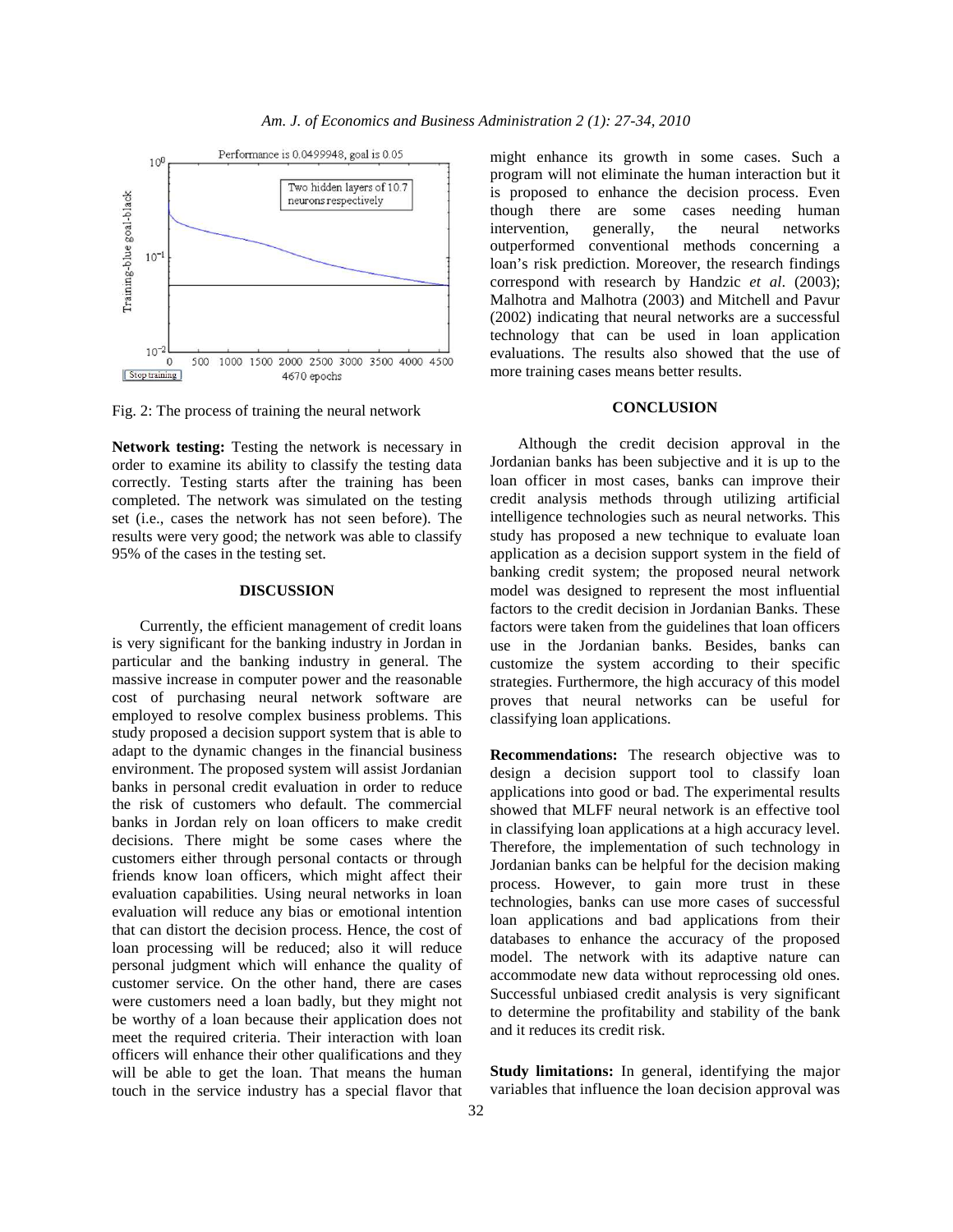Fig. 2: The process of training the neural network

**Network testing:** Testing the network is necessary in order to examine its ability to classify the testing data correctly. Testing starts after the training has been completed. The network was simulated on the testing set (i.e., cases the network has not seen before). The results were very good; the network was able to classify 95% of the cases in the testing set.

## DISCUSSION

Currently, the efficient management of credit loans is very significant for the banking industry in Jordan in particular and the banking industry in general. The massive increase in computer power and the reasonable cost of purchasing neural network software are employed to resolve complex business problems. This study proposed a decision support system that is able to adapt to the dynamic changes in the financial business environment. The proposed system will assist Jordanian banks in personal credit evaluation in order to reduce the risk of customers who default. The commercial banks in Jordan rely on loan officers to make credit decisions. There might be some cases where the customers either through personal contacts or through friends know loan officers, which might affect their evaluation capabilities. Using neural networks in loan evaluation will reduce any bias or emotional intention that can distort the decision process. Hence, the cost of loan processing will be reduced; also it will reduce personal judgment which will enhance the quality of customer service. On the other hand, there are cases were customers need a loan badly, but they might not be worthy of a loan because their application does not meet the required criteria. Their interaction with loan officers will enhance their other qualifications and they will be able to get the loan. That means the human touch in the service industry has a special flavor that might enhance its growth in some cases. Such a program will not eliminate the human interaction but it is proposed to enhance the decision process. Even though there are some cases needing human intervention, generally, the neural networks outperformed conventional methods concerning a loan's risk prediction. Moreover, the research findings correspond with research by Handzic *et al*. (2003); Malhotra and Malhotra (2003) and Mitchell and Pavur (2002) indicating that neural networks are a successful technology that can be used in loan application evaluations. The results also showed that the use of more training cases means better results.

## CONCLUSION

Although the credit decision approval in the Jordanian banks has been subjective and it is up to the loan officer in most cases, banks can improve their credit analysis methods through utilizing artificial intelligence technologies such as neural networks. This study has proposed a new technique to evaluate loan application as a decision support system in the field of banking credit system; the proposed neural network model was designed to represent the most influential factors to the credit decision in Jordanian Banks. These factors were taken from the guidelines that loan officers use in the Jordanian banks. Besides, banks can customize the system according to their specific strategies. Furthermore, the high accuracy of this model proves that neural networks can be useful for classifying loan applications.

**Recommendations:** The research objective was to design a decision support tool to classify loan applications into good or bad. The experimental results showed that MLFF neural network is an effective tool in classifying loan applications at a high accuracy level. Therefore, the implementation of such technology in Jordanian banks can be helpful for the decision making process. However, to gain more trust in these technologies, banks can use more cases of successful loan applications and bad applications from their databases to enhance the accuracy of the proposed model. The network with its adaptive nature can accommodate new data without reprocessing old ones. Successful unbiased credit analysis is very significant to determine the profitability and stability of the bank and it reduces its credit risk.

**Study limitations:** In general, identifying the major variables that influence the loan decision approval was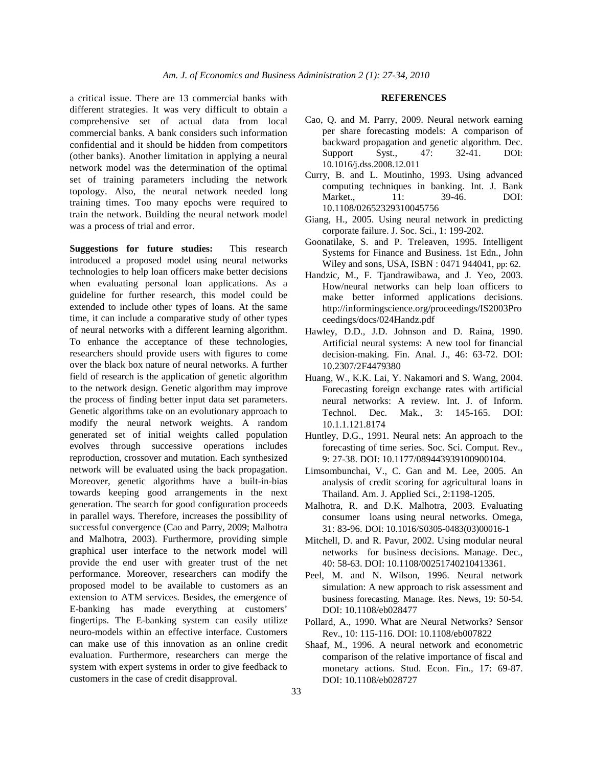a critical issue. There are 13 commercial banks with different strategies. It was very difficult to obtain a comprehensive set of actual data from local commercial banks. A bank considers such information confidential and it should be hidden from competitors (other banks). Another limitation in applying a neural network model was the determination of the optimal set of training parameters including the network topology. Also, the neural network needed long training times. Too many epochs were required to train the network. Building the neural network model was a process of trial and error.

**Suggestions for future studies:** This research introduced a proposed model using neural networks technologies to help loan officers make better decisions when evaluating personal loan applications. As a guideline for further research, this model could be extended to include other types of loans. At the same time, it can include a comparative study of other types of neural networks with a different learning algorithm. To enhance the acceptance of these technologies, researchers should provide users with figures to come over the black box nature of neural networks. A further field of research is the application of genetic algorithm to the network design. Genetic algorithm may improve the process of finding better input data set parameters. Genetic algorithms take on an evolutionary approach to modify the neural network weights. A random generated set of initial weights called population evolves through successive operations includes reproduction, crossover and mutation. Each synthesized network will be evaluated using the back propagation. Moreover, genetic algorithms have a built-in-bias towards keeping good arrangements in the next generation. The search for good configuration proceeds in parallel ways. Therefore, increases the possibility of successful convergence (Cao and Parry, 2009; Malhotra and Malhotra, 2003). Furthermore, providing simple graphical user interface to the network model will provide the end user with greater trust of the net performance. Moreover, researchers can modify the proposed model to be available to customers as an extension to ATM services. Besides, the emergence of E-banking has made everything at customers' fingertips. The E-banking system can easily utilize neuro-models within an effective interface. Customers can make use of this innovation as an online credit evaluation. Furthermore, researchers can merge the system with expert systems in order to give feedback to customers in the case of credit disapproval.

## REFERENCES

Cao, Q. and M. Parry, 2009. Neural network earning per share forecasting models: A comparison of backward propagation and genetic algorithm. Dec. Support Syst., 47: 32-41. DOI: 10.1016/j.dss.2008.12.011

Curry, B. and L. Moutinho, 1993. Using advanced computing techniques in banking. Int. J. Bank Market., 11: 39-46. DOI: 10.1108/02652329310045756

Giang, H., 2005. Using neural network in predicting corporate failure. J. Soc. Sci., 1: 199-202.

Goonatilake, S. and P. Treleaven, 1995. Intelligent Systems for Finance and Business. 1st Edn., John Wiley and sons, USA, ISBN : 0471 944041, pp: 62.

Handzic, M., F. Tjandrawibawa, and J. Yeo, 2003. How/neural networks can help loan officers to make better informed applications decisions. http://informingscience.org/proceedings/IS2003Proceedings/docs/024Handz.pdf

Hawley, D.D., J.D. Johnson and D. Raina, 1990. Artificial neural systems: A new tool for financial decision-making. Fin. Anal. J., 46: 63-72. DOI: 10.2307/2F4479380

Huang, W., K.K. Lai, Y. Nakamori and S. Wang, 2004. Forecasting foreign exchange rates with artificial neural networks: A review. Int. J. of Inform. Technol. Dec. Mak., 3: 145-165. DOI: 10.1.1.121.8174

Huntley, D.G., 1991. Neural nets: An approach to the forecasting of time series. Soc. Sci. Comput. Rev., 9: 27-38. DOI: 10.1177/089443939100900104.

Limsombunchai, V., C. Gan and M. Lee, 2005. An analysis of credit scoring for agricultural loans in Thailand. Am. J. Applied Sci., 2:1198-1205.

Malhotra, R. and D.K. Malhotra, 2003. Evaluating consumer loans using neural networks. Omega, 31: 83-96. DOI: 10.1016/S0305-0483(03)00016-1

Mitchell, D. and R. Pavur, 2002. Using modular neural networks for business decisions. Manage. Dec., 40: 58-63. DOI: 10.1108/00251740210413361.

Peel, M. and N. Wilson, 1996. Neural network simulation: A new approach to risk assessment and business forecasting. Manage. Res. News, 19: 50-54. DOI: 10.1108/eb028477

Pollard, A., 1990. What are Neural Networks? Sensor Rev., 10: 115-116. DOI: 10.1108/eb007822

Shaaf, M., 1996. A neural network and econometric comparison of the relative importance of fiscal and monetary actions. Stud. Econ. Fin., 17: 69-87. DOI: 10.1108/eb028727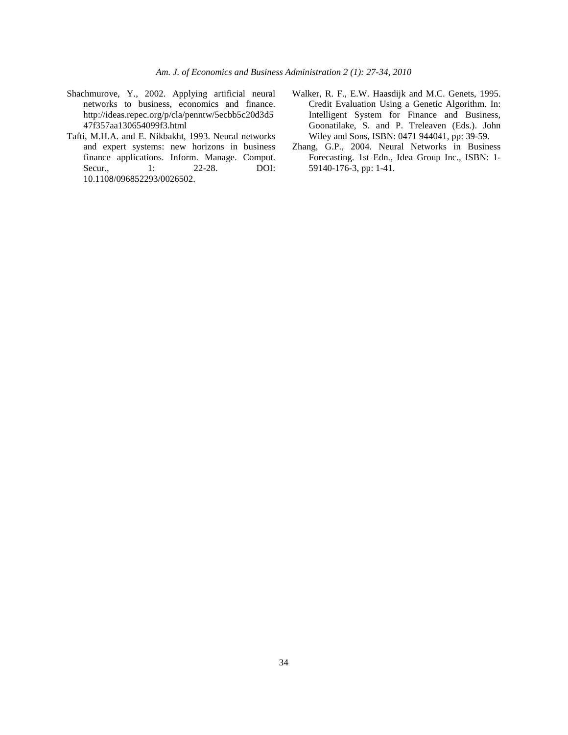Shachmurove, Y., 2002. Applying artificial neural networks to business, economics and finance. http://ideas.repec.org/p/cla/penntw/5ecbb5c20d3d547f357aa130654099f3.html

Tafti, M.H.A. and E. Nikbakht, 1993. Neural networks and expert systems: new horizons in business finance applications. Inform. Manage. Comput. Secur., 1: 22-28. DOI: 10.1108/096852293/0026502.

Walker, R. F., E.W. Haasdijk and M.C. Genets, 1995. Credit Evaluation Using a Genetic Algorithm. In: Intelligent System for Finance and Business, Goonatilake, S. and P. Treleaven (Eds.). John Wiley and Sons, ISBN: 0471 944041, pp: 39-59.

Zhang, G.P., 2004. Neural Networks in Business Forecasting. 1st Edn., Idea Group Inc., ISBN: 1-59140-176-3, pp: 1-41.